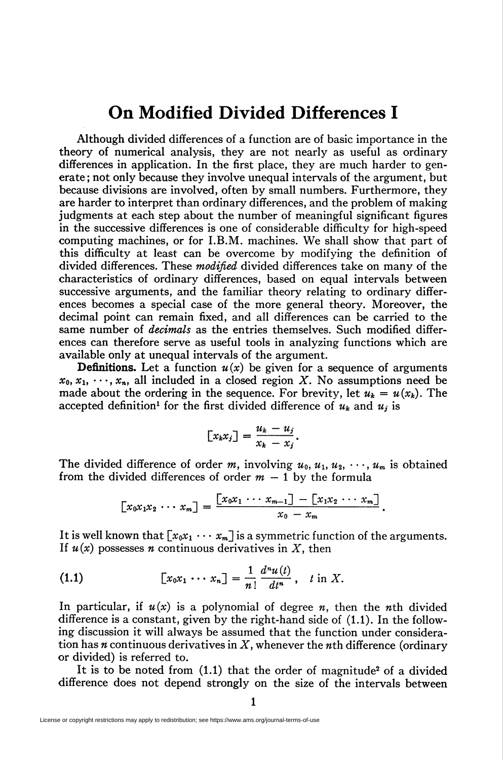# On Modified Divided Differences I

Although divided differences of a function are of basic importance in the theory of numerical analysis, they are not nearly as useful as ordinary differences in application. In the first place, they are much harder to generate; not only because they involve unequal intervals of the argument, but because divisions are involved, often by small numbers. Furthermore, they are harder to interpret than ordinary differences, and the problem of making judgments at each step about the number of meaningful significant figures in the successive differences is one of considerable difficulty for high-speed computing machines, or for I.B.M. machines. We shall show that part of this difficulty at least can be overcome by modifying the definition of divided differences. These *modified* divided differences take on many of the characteristics of ordinary differences, based on equal intervals between successive arguments, and the familiar theory relating to ordinary differences becomes a special case of the more general theory. Moreover, the decimal point can remain fixed, and all differences can be carried to the same number of *decimals* as the entries themselves. Such modified differences can therefore serve as useful tools in analyzing functions which are available only at unequal intervals of the argument.

**Definitions.** Let a function $u(x)$ be given for a sequence of arguments $x_0, x_1, \cdots, x_n$, all included in a closed region $X$. No assumptions need be made about the ordering in the sequence. For brevity, let $u_k = u(x_k)$. The accepted definition[1] for the first divided difference of $u_k$ and $u_j$ is

$$[x_k x_j] = \frac{u_k - u_j}{x_k - x_j}.$$

The divided difference of order $m$, involving $u_0, u_1, u_2, \cdots, u_m$ is obtained from the divided differences of order $m - 1$ by the formula

$$[x_0 x_1 x_2 \cdots x_m] = \frac{[x_0 x_1 \cdots x_{m-1}] - [x_1 x_2 \cdots x_m]}{x_0 - x_m}.$$

It is well known that $[x_0 x_1 \cdots x_m]$ is a symmetric function of the arguments. If $u(x)$ possesses $n$ continuous derivatives in $X$, then

$$[x_0 x_1 \cdots x_n] = \frac{1}{n!}\frac{d^n u(t)}{dt^n}, \quad t \text{ in } X. \tag{1.1}$$

In particular, if $u(x)$ is a polynomial of degree $n$, then the $n$th divided difference is a constant, given by the right-hand side of (1.1). In the following discussion it will always be assumed that the function under consideration has $n$ continuous derivatives in $X$, whenever the $n$th difference (ordinary or divided) is referred to.

It is to be noted from (1.1) that the order of magnitude[2] of a divided difference does not depend strongly on the size of the intervals between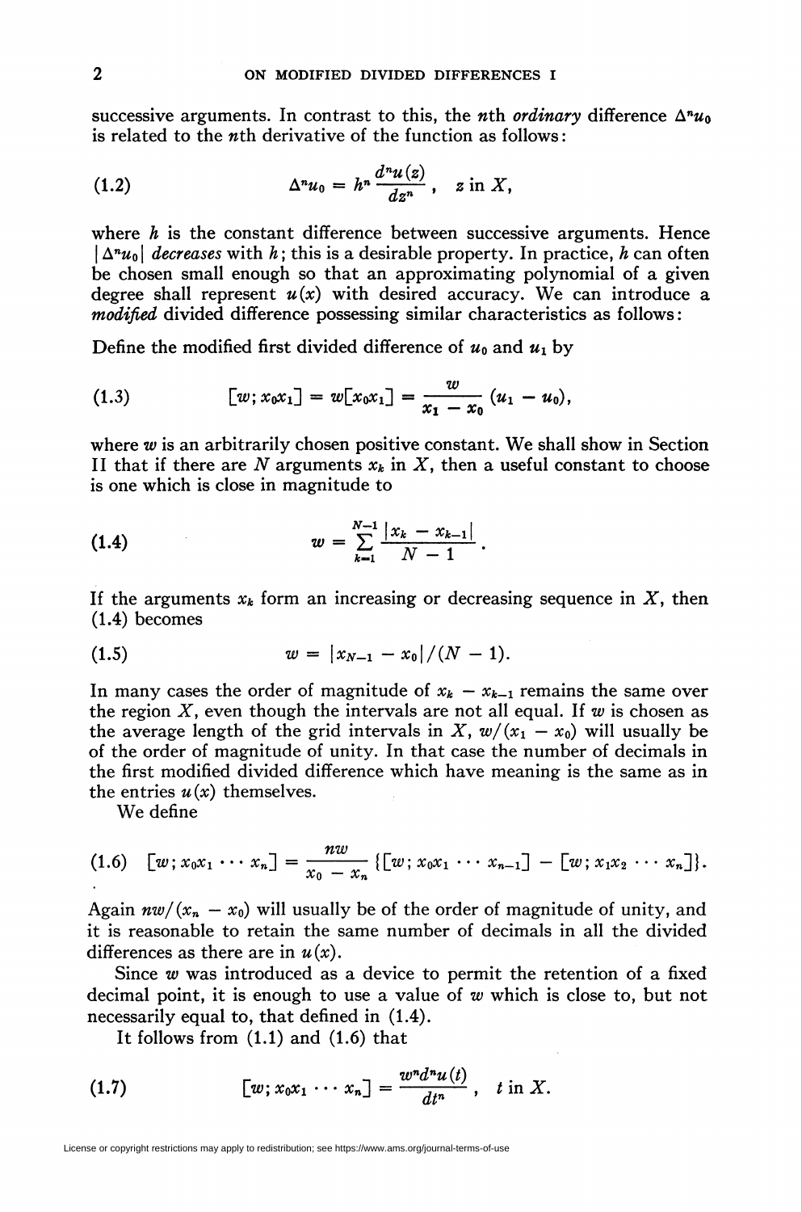successive arguments. In contrast to this, the $n$th *ordinary* difference $\Delta^n u_0$ is related to the $n$th derivative of the function as follows:

$$\Delta^n u_0 = h^n \frac{d^n u(z)}{dz^n}, \quad z \text{ in } X, \tag{1.2}$$

where $h$ is the constant difference between successive arguments. Hence $|\Delta^n u_0|$ *decreases* with $h$; this is a desirable property. In practice, $h$ can often be chosen small enough so that an approximating polynomial of a given degree shall represent $u(x)$ with desired accuracy. We can introduce a *modified* divided difference possessing similar characteristics as follows:

Define the modified first divided difference of $u_0$ and $u_1$ by

$$[w; x_0 x_1] = w[x_0 x_1] = \frac{w}{x_1 - x_0}(u_1 - u_0), \tag{1.3}$$

where $w$ is an arbitrarily chosen positive constant. We shall show in Section II that if there are $N$ arguments $x_k$ in $X$, then a useful constant to choose is one which is close in magnitude to

$$w = \sum_{k=1}^{N-1} \frac{|x_k - x_{k-1}|}{N - 1}. \tag{1.4}$$

If the arguments $x_k$ form an increasing or decreasing sequence in $X$, then (1.4) becomes

$$w = |x_{N-1} - x_0|/(N - 1). \tag{1.5}$$

In many cases the order of magnitude of $x_k - x_{k-1}$ remains the same over the region $X$, even though the intervals are not all equal. If $w$ is chosen as the average length of the grid intervals in $X$, $w/(x_1 - x_0)$ will usually be of the order of magnitude of unity. In that case the number of decimals in the first modified divided difference which have meaning is the same as in the entries $u(x)$ themselves.

We define

$$[w; x_0 x_1 \cdots x_n] = \frac{nw}{x_0 - x_n}\{[w; x_0 x_1 \cdots x_{n-1}] - [w; x_1 x_2 \cdots x_n]\}. \tag{1.6}$$

Again $nw/(x_n - x_0)$ will usually be of the order of magnitude of unity, and it is reasonable to retain the same number of decimals in all the divided differences as there are in $u(x)$.

Since $w$ was introduced as a device to permit the retention of a fixed decimal point, it is enough to use a value of $w$ which is close to, but not necessarily equal to, that defined in (1.4).

It follows from (1.1) and (1.6) that

$$[w; x_0 x_1 \cdots x_n] = \frac{w^n d^n u(t)}{dt^n}, \quad t \text{ in } X. \tag{1.7}$$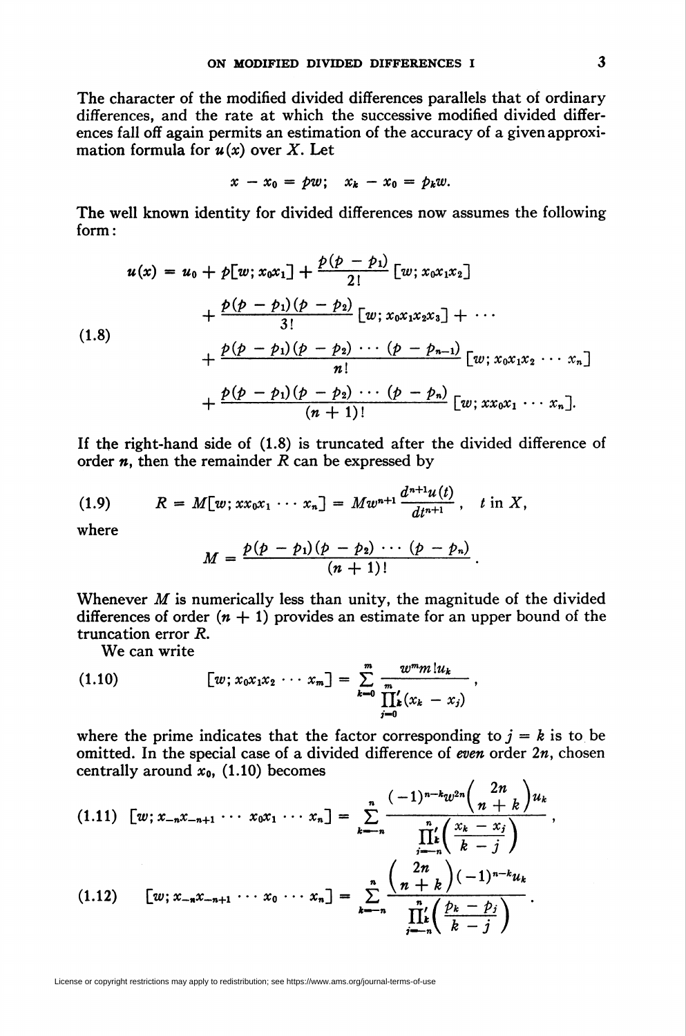The character of the modified divided differences parallels that of ordinary differences, and the rate at which the successive modified divided differences fall off again permits an estimation of the accuracy of a given approximation formula for $u(x)$ over $X$. Let

$$x - x_0 = pw; \quad x_k - x_0 = p_k w.$$

The well known identity for divided differences now assumes the following form:

$$
\begin{aligned}
u(x) = u_0 &+ p[w; x_0x_1] + \frac{p(p - p_1)}{2!}[w; x_0x_1x_2] \\
&+ \frac{p(p-p_1)(p-p_2)}{3!}[w; x_0x_1x_2x_3] + \cdots \\
&+ \frac{p(p-p_1)(p-p_2)\cdots(p-p_{n-1})}{n!}[w; x_0x_1x_2\cdots x_n] \\
&+ \frac{p(p-p_1)(p-p_2)\cdots(p-p_n)}{(n+1)!}[w; xx_0x_1\cdots x_n].
\end{aligned}
\tag{1.8}
$$

If the right-hand side of (1.8) is truncated after the divided difference of order $n$, then the remainder $R$ can be expressed by

$$R = M[w; xx_0x_1\cdots x_n] = Mw^{n+1}\frac{d^{n+1}u(t)}{dt^{n+1}}, \quad t \text{ in } X, \tag{1.9}$$

where

$$M = \frac{p(p-p_1)(p-p_2)\cdots(p-p_n)}{(n+1)!}.$$

Whenever $M$ is numerically less than unity, the magnitude of the divided differences of order $(n+1)$ provides an estimate for an upper bound of the truncation error $R$.

We can write

$$[w; x_0x_1x_2\cdots x_m] = \sum_{k=0}^{m} \frac{w^m m! u_k}{\prod_{j=0}^{m}{}'_k (x_k - x_j)}, \tag{1.10}$$

where the prime indicates that the factor corresponding to $j = k$ is to be omitted. In the special case of a divided difference of *even* order $2n$, chosen centrally around $x_0$, (1.10) becomes

$$[w; x_{-n}x_{-n+1}\cdots x_0x_1\cdots x_n] = \sum_{k=-n}^{n} \frac{(-1)^{n-k}w^{2n}\binom{2n}{n+k}u_k}{\prod_{j=-n}^{n}{}'_k\left(\frac{x_k - x_j}{k-j}\right)}, \tag{1.11}$$

$$[w; x_{-n}x_{-n+1}\cdots x_0\cdots x_n] = \sum_{k=-n}^{n} \frac{\binom{2n}{n+k}(-1)^{n-k}u_k}{\prod_{j=-n}^{n}{}'_k\left(\frac{p_k - p_j}{k-j}\right)}. \tag{1.12}$$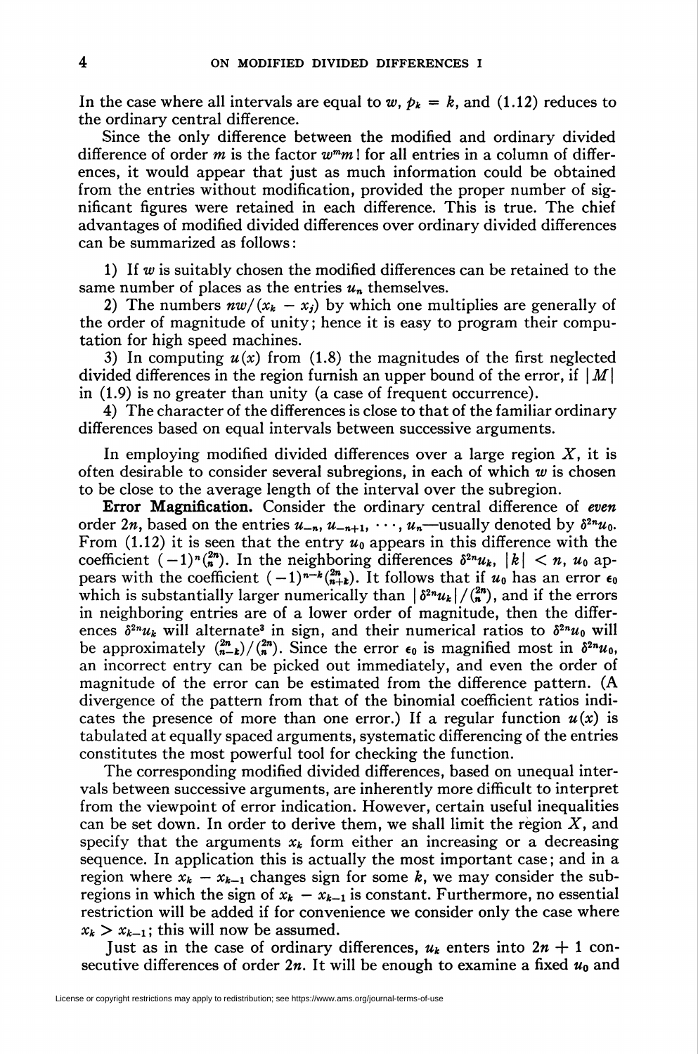In the case where all intervals are equal to $w$, $p_k = k$, and (1.12) reduces to the ordinary central difference.

Since the only difference between the modified and ordinary divided difference of order $m$ is the factor $w^m m!$ for all entries in a column of differences, it would appear that just as much information could be obtained from the entries without modification, provided the proper number of significant figures were retained in each difference. This is true. The chief advantages of modified divided differences over ordinary divided differences can be summarized as follows:

1) If $w$ is suitably chosen the modified differences can be retained to the same number of places as the entries $u_n$ themselves.

2) The numbers $nw/(x_k - x_j)$ by which one multiplies are generally of the order of magnitude of unity; hence it is easy to program their computation for high speed machines.

3) In computing $u(x)$ from (1.8) the magnitudes of the first neglected divided differences in the region furnish an upper bound of the error, if $|M|$ in (1.9) is no greater than unity (a case of frequent occurrence).

4) The character of the differences is close to that of the familiar ordinary differences based on equal intervals between successive arguments.

In employing modified divided differences over a large region $X$, it is often desirable to consider several subregions, in each of which $w$ is chosen to be close to the average length of the interval over the subregion.

**Error Magnification.** Consider the ordinary central difference of *even* order $2n$, based on the entries $u_{-n}, u_{-n+1}, \cdots, u_n$—usually denoted by $\delta^{2n}u_0$. From (1.12) it is seen that the entry $u_0$ appears in this difference with the coefficient $(-1)^n\binom{2n}{n}$. In the neighboring differences $\delta^{2n}u_k$, $|k| < n$, $u_0$ appears with the coefficient $(-1)^{n-k}\binom{2n}{n+k}$. It follows that if $u_0$ has an error $\epsilon_0$ which is substantially larger numerically than $|\delta^{2n}u_k|/\binom{2n}{n}$, and if the errors in neighboring entries are of a lower order of magnitude, then the differences $\delta^{2n}u_k$ will alternate[3] in sign, and their numerical ratios to $\delta^{2n}u_0$ will be approximately $\binom{2n}{n-k}/\binom{2n}{n}$. Since the error $\epsilon_0$ is magnified most in $\delta^{2n}u_0$, an incorrect entry can be picked out immediately, and even the order of magnitude of the error can be estimated from the difference pattern. (A divergence of the pattern from that of the binomial coefficient ratios indicates the presence of more than one error.) If a regular function $u(x)$ is tabulated at equally spaced arguments, systematic differencing of the entries constitutes the most powerful tool for checking the function.

The corresponding modified divided differences, based on unequal intervals between successive arguments, are inherently more difficult to interpret from the viewpoint of error indication. However, certain useful inequalities can be set down. In order to derive them, we shall limit the region $X$, and specify that the arguments $x_k$ form either an increasing or a decreasing sequence. In application this is actually the most important case; and in a region where $x_k - x_{k-1}$ changes sign for some $k$, we may consider the subregions in which the sign of $x_k - x_{k-1}$ is constant. Furthermore, no essential restriction will be added if for convenience we consider only the case where $x_k > x_{k-1}$; this will now be assumed.

Just as in the case of ordinary differences, $u_k$ enters into $2n + 1$ consecutive differences of order $2n$. It will be enough to examine a fixed $u_0$ and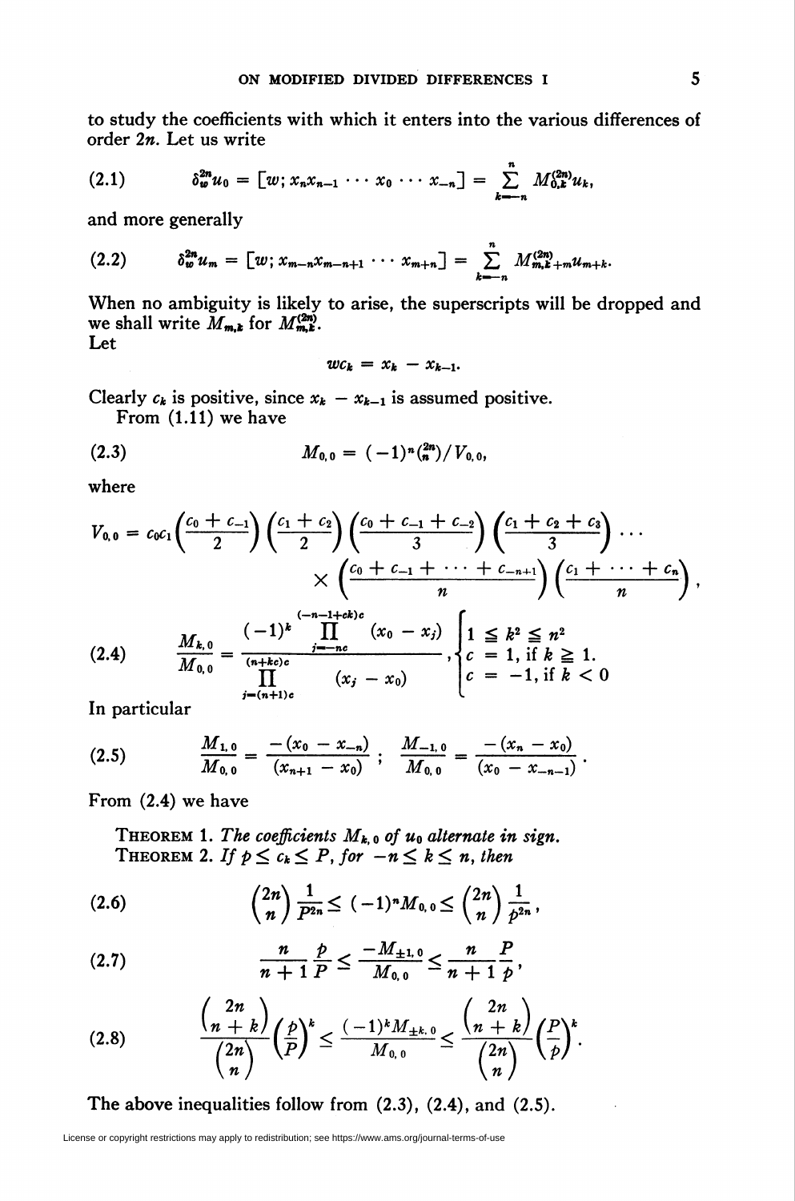to study the coefficients with which it enters into the various differences of order $2n$. Let us write

$$\delta_w^{2n} u_0 = [w; x_n x_{n-1} \cdots x_0 \cdots x_{-n}] = \sum_{k=-n}^{n} M_{0,k}^{(2n)} u_k, \tag{2.1}$$

and more generally

$$\delta_w^{2n} u_m = [w; x_{m-n} x_{m-n+1} \cdots x_{m+n}] = \sum_{k=-n}^{n} M_{m,k+m}^{(2n)} u_{m+k}. \tag{2.2}$$

When no ambiguity is likely to arise, the superscripts will be dropped and we shall write $M_{m,k}$ for $M_{m,k}^{(2n)}$.

Let

$$w c_k = x_k - x_{k-1}.$$

Clearly $c_k$ is positive, since $x_k - x_{k-1}$ is assumed positive.

From (1.11) we have

$$M_{0,0} = (-1)^n \binom{2n}{n} / V_{0,0}, \tag{2.3}$$

where

$$V_{0,0} = c_0 c_1 \left(\frac{c_0 + c_{-1}}{2}\right)\left(\frac{c_1 + c_2}{2}\right)\left(\frac{c_0 + c_{-1} + c_{-2}}{3}\right)\left(\frac{c_1 + c_2 + c_3}{3}\right) \cdots \times \left(\frac{c_0 + c_{-1} + \cdots + c_{-n+1}}{n}\right)\left(\frac{c_1 + \cdots + c_n}{n}\right),$$

$$\frac{M_{k,0}}{M_{0,0}} = \frac{(-1)^k \prod_{j=-nc}^{(-n-1+ck)c} (x_0 - x_j)}{\prod_{j=(n+1)c}^{(n+kc)c} (x_j - x_0)}, \begin{cases} 1 \leq k^2 \leq n^2 \\ c = 1, \text{ if } k \geq 1. \\ c = -1, \text{ if } k < 0 \end{cases} \tag{2.4}$$

In particular

$$\frac{M_{1,0}}{M_{0,0}} = \frac{-(x_0 - x_{-n})}{(x_{n+1} - x_0)}; \quad \frac{M_{-1,0}}{M_{0,0}} = \frac{-(x_n - x_0)}{(x_0 - x_{-n-1})}. \tag{2.5}$$

From (2.4) we have

**Theorem 1.** *The coefficients $M_{k,0}$ of $u_0$ alternate in sign.*

**Theorem 2.** *If $p \leq c_k \leq P$, for $-n \leq k \leq n$, then*

$$\binom{2n}{n}\frac{1}{P^{2n}} \leq (-1)^n M_{0,0} \leq \binom{2n}{n}\frac{1}{p^{2n}}, \tag{2.6}$$

$$\frac{n}{n+1}\frac{p}{P} \leq \frac{-M_{\pm 1,0}}{M_{0,0}} \leq \frac{n}{n+1}\frac{P}{p}, \tag{2.7}$$

$$\frac{\binom{2n}{n+k}}{\binom{2n}{n}}\left(\frac{p}{P}\right)^k \leq \frac{(-1)^k M_{\pm k,0}}{M_{0,0}} \leq \frac{\binom{2n}{n+k}}{\binom{2n}{n}}\left(\frac{P}{p}\right)^k. \tag{2.8}$$

The above inequalities follow from (2.3), (2.4), and (2.5).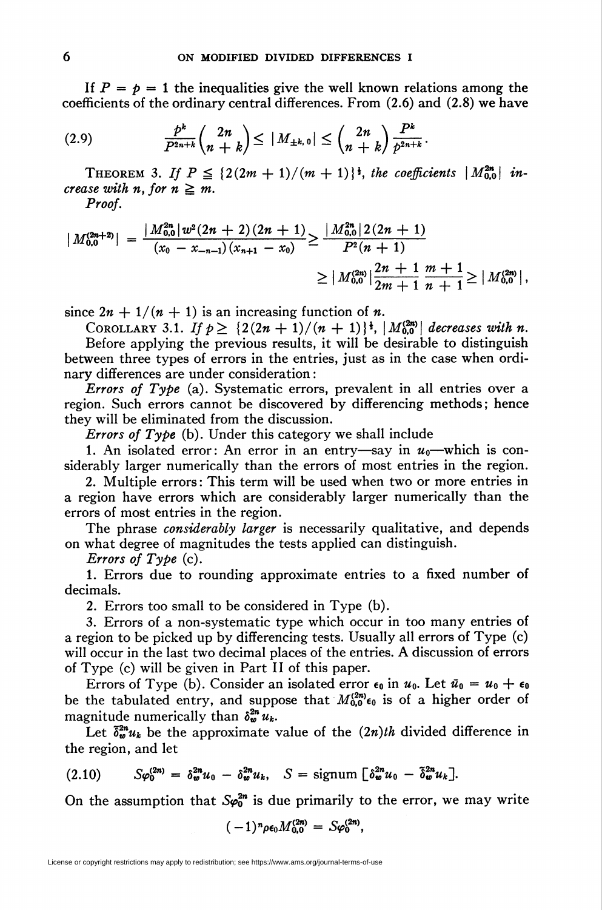If $P = p = 1$ the inequalities give the well known relations among the coefficients of the ordinary central differences. From (2.6) and (2.8) we have

$$\frac{p^k}{P^{2n+k}}\binom{2n}{n+k} \leq |M_{\pm k,0}| \leq \binom{2n}{n+k}\frac{P^k}{p^{2n+k}}. \tag{2.9}$$

THEOREM 3. *If $P \leqq \{2(2m+1)/(m+1)\}^{\frac{1}{2}}$, the coefficients $|M_{0,0}^{2n}|$ increase with $n$, for $n \geqq m$.*

*Proof.*

$$|M_{0,0}^{(2n+2)}| = \frac{|M_{0,0}^{2n}|\, w^2(2n+2)(2n+1)}{(x_0 - x_{-n-1})(x_{n+1} - x_0)} \geq \frac{|M_{0,0}^{2n}|\, 2(2n+1)}{P^2(n+1)}$$

$$\geq |M_{0,0}^{(2n)}| \frac{2n+1}{2m+1}\,\frac{m+1}{n+1} \geq |M_{0,0}^{(2n)}|,$$

since $2n + 1/(n+1)$ is an increasing function of $n$.

COROLLARY 3.1. *If $p \geq \{2(2n+1)/(n+1)\}^{\frac{1}{2}}$, $|M_{0,0}^{(2n)}|$ decreases with $n$.*

Before applying the previous results, it will be desirable to distinguish between three types of errors in the entries, just as in the case when ordinary differences are under consideration:

*Errors of Type* (a). Systematic errors, prevalent in all entries over a region. Such errors cannot be discovered by differencing methods; hence they will be eliminated from the discussion.

*Errors of Type* (b). Under this category we shall include

1. An isolated error: An error in an entry—say in $u_0$—which is considerably larger numerically than the errors of most entries in the region.

2. Multiple errors: This term will be used when two or more entries in a region have errors which are considerably larger numerically than the errors of most entries in the region.

The phrase *considerably larger* is necessarily qualitative, and depends on what degree of magnitudes the tests applied can distinguish.

*Errors of Type* (c).

1. Errors due to rounding approximate entries to a fixed number of decimals.

2. Errors too small to be considered in Type (b).

3. Errors of a non-systematic type which occur in too many entries of a region to be picked up by differencing tests. Usually all errors of Type (c) will occur in the last two decimal places of the entries. A discussion of errors of Type (c) will be given in Part II of this paper.

Errors of Type (b). Consider an isolated error $\epsilon_0$ in $u_0$. Let $\bar{u}_0 = u_0 + \epsilon_0$ be the tabulated entry, and suppose that $M_{0,0}^{(2n)}\epsilon_0$ is of a higher order of magnitude numerically than $\delta_w^{2n} u_k$.

Let $\bar{\delta}_w^{2n} u_k$ be the approximate value of the $(2n)th$ divided difference in the region, and let

$$S\varphi_0^{(2n)} = \delta_w^{2n} u_0 - \bar{\delta}_w^{2n} u_k, \quad S = \text{signum}\,[\delta_w^{2n} u_0 - \bar{\delta}_w^{2n} u_k]. \tag{2.10}$$

On the assumption that $S\varphi_0^{2n}$ is due primarily to the error, we may write

$$(-1)^n \rho \epsilon_0 M_{0,0}^{(2n)} = S\varphi_0^{(2n)},$$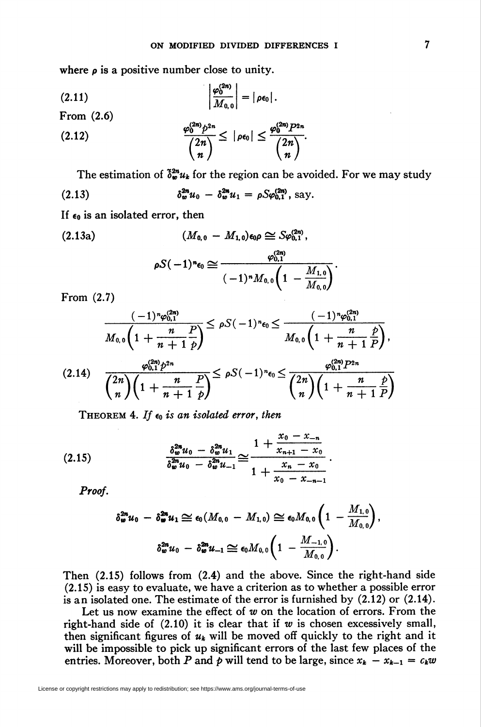where $\rho$ is a positive number close to unity.

$$\left|\frac{\varphi_0^{(2n)}}{M_{0,0}}\right| = |\rho\epsilon_0|. \tag{2.11}$$

From (2.6)

$$\frac{\varphi_0^{(2n)} p^{2n}}{\binom{2n}{n}} \le |\rho\epsilon_0| \le \frac{\varphi_0^{(2n)} P^{2n}}{\binom{2n}{n}}. \tag{2.12}$$

The estimation of $\delta_w^{2n} u_k$ for the region can be avoided. For we may study

$$\delta_w^{2n} u_0 - \delta_w^{2n} u_1 = \rho S \varphi_{0,1}^{(2n)}, \text{ say.} \tag{2.13}$$

If $\epsilon_0$ is an isolated error, then

$$(M_{0,0} - M_{1,0})\epsilon_0 \rho \cong S\varphi_{0,1}^{(2n)}, \tag{2.13a}$$

$$\rho S(-1)^n \epsilon_0 \cong \frac{\varphi_{0,1}^{(2n)}}{(-1)^n M_{0,0}\left(1 - \dfrac{M_{1,0}}{M_{0,0}}\right)}.$$

From (2.7)

$$\frac{(-1)^n \varphi_{0,1}^{(2n)}}{M_{0,0}\left(1 + \dfrac{n}{n+1}\dfrac{P}{p}\right)} \le \rho S(-1)^n \epsilon_0 \le \frac{(-1)^n \varphi_{0,1}^{(2n)}}{M_{0,0}\left(1 + \dfrac{n}{n+1}\dfrac{p}{P}\right)},$$

$$\frac{\varphi_{0,1}^{(2n)} p^{2n}}{\binom{2n}{n}\left(1 + \dfrac{n}{n+1}\dfrac{P}{p}\right)} \le \rho S(-1)^n \epsilon_0 \le \frac{\varphi_{0,1}^{(2n)} P^{2n}}{\binom{2n}{n}\left(1 + \dfrac{n}{n+1}\dfrac{p}{P}\right)} \tag{2.14}$$

THEOREM 4. *If $\epsilon_0$ is an isolated error, then*

$$\frac{\delta_w^{2n} u_0 - \delta_w^{2n} u_1}{\delta_w^{2n} u_0 - \delta_w^{2n} u_{-1}} \cong \frac{1 + \dfrac{x_0 - x_{-n}}{x_{n+1} - x_0}}{1 + \dfrac{x_n - x_0}{x_0 - x_{-n-1}}}. \tag{2.15}$$

*Proof.*

$$\delta_w^{2n} u_0 - \delta_w^{2n} u_1 \cong \epsilon_0(M_{0,0} - M_{1,0}) \cong \epsilon_0 M_{0,0}\left(1 - \frac{M_{1,0}}{M_{0,0}}\right),$$

$$\delta_w^{2n} u_0 - \delta_w^{2n} u_{-1} \cong \epsilon_0 M_{0,0}\left(1 - \frac{M_{-1,0}}{M_{0,0}}\right).$$

Then (2.15) follows from (2.4) and the above. Since the right-hand side (2.15) is easy to evaluate, we have a criterion as to whether a possible error is an isolated one. The estimate of the error is furnished by (2.12) or (2.14).

Let us now examine the effect of $w$ on the location of errors. From the right-hand side of (2.10) it is clear that if $w$ is chosen excessively small, then significant figures of $u_k$ will be moved off quickly to the right and it will be impossible to pick up significant errors of the last few places of the entries. Moreover, both $P$ and $p$ will tend to be large, since $x_k - x_{k-1} = c_k w$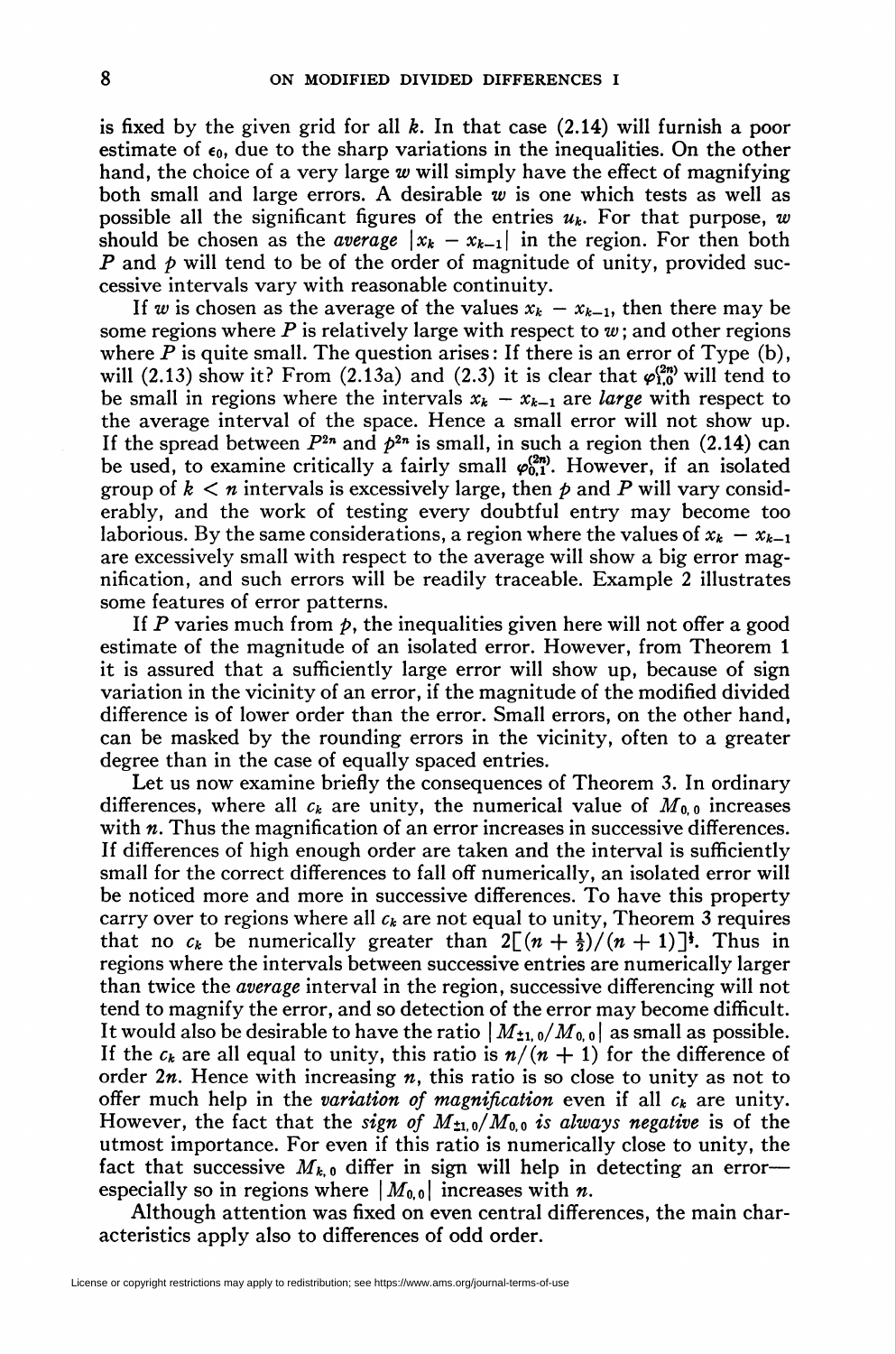is fixed by the given grid for all $k$. In that case (2.14) will furnish a poor estimate of $\epsilon_0$, due to the sharp variations in the inequalities. On the other hand, the choice of a very large $w$ will simply have the effect of magnifying both small and large errors. A desirable $w$ is one which tests as well as possible all the significant figures of the entries $u_k$. For that purpose, $w$ should be chosen as the *average* $|x_k - x_{k-1}|$ in the region. For then both $P$ and $p$ will tend to be of the order of magnitude of unity, provided successive intervals vary with reasonable continuity.

If $w$ is chosen as the average of the values $x_k - x_{k-1}$, then there may be some regions where $P$ is relatively large with respect to $w$; and other regions where $P$ is quite small. The question arises: If there is an error of Type (b), will (2.13) show it? From (2.13a) and (2.3) it is clear that $\varphi_{1,0}^{(2n)}$ will tend to be small in regions where the intervals $x_k - x_{k-1}$ are *large* with respect to the average interval of the space. Hence a small error will not show up. If the spread between $P^{2n}$ and $p^{2n}$ is small, in such a region then (2.14) can be used, to examine critically a fairly small $\varphi_{0,1}^{(2n)}$. However, if an isolated group of $k < n$ intervals is excessively large, then $p$ and $P$ will vary considerably, and the work of testing every doubtful entry may become too laborious. By the same considerations, a region where the values of $x_k - x_{k-1}$ are excessively small with respect to the average will show a big error magnification, and such errors will be readily traceable. Example 2 illustrates some features of error patterns.

If $P$ varies much from $p$, the inequalities given here will not offer a good estimate of the magnitude of an isolated error. However, from Theorem 1 it is assured that a sufficiently large error will show up, because of sign variation in the vicinity of an error, if the magnitude of the modified divided difference is of lower order than the error. Small errors, on the other hand, can be masked by the rounding errors in the vicinity, often to a greater degree than in the case of equally spaced entries.

Let us now examine briefly the consequences of Theorem 3. In ordinary differences, where all $c_k$ are unity, the numerical value of $M_{0,0}$ increases with $n$. Thus the magnification of an error increases in successive differences. If differences of high enough order are taken and the interval is sufficiently small for the correct differences to fall off numerically, an isolated error will be noticed more and more in successive differences. To have this property carry over to regions where all $c_k$ are not equal to unity, Theorem 3 requires that no $c_k$ be numerically greater than $2[(n + \frac{1}{2})/(n + 1)]^{\frac{1}{2}}$. Thus in regions where the intervals between successive entries are numerically larger than twice the *average* interval in the region, successive differencing will not tend to magnify the error, and so detection of the error may become difficult. It would also be desirable to have the ratio $|M_{\pm 1,0}/M_{0,0}|$ as small as possible. If the $c_k$ are all equal to unity, this ratio is $n/(n + 1)$ for the difference of order $2n$. Hence with increasing $n$, this ratio is so close to unity as not to offer much help in the *variation of magnification* even if all $c_k$ are unity. However, the fact that the *sign of $M_{\pm 1,0}/M_{0,0}$ is always negative* is of the utmost importance. For even if this ratio is numerically close to unity, the fact that successive $M_{k,0}$ differ in sign will help in detecting an error—especially so in regions where $|M_{0,0}|$ increases with $n$.

Although attention was fixed on even central differences, the main characteristics apply also to differences of odd order.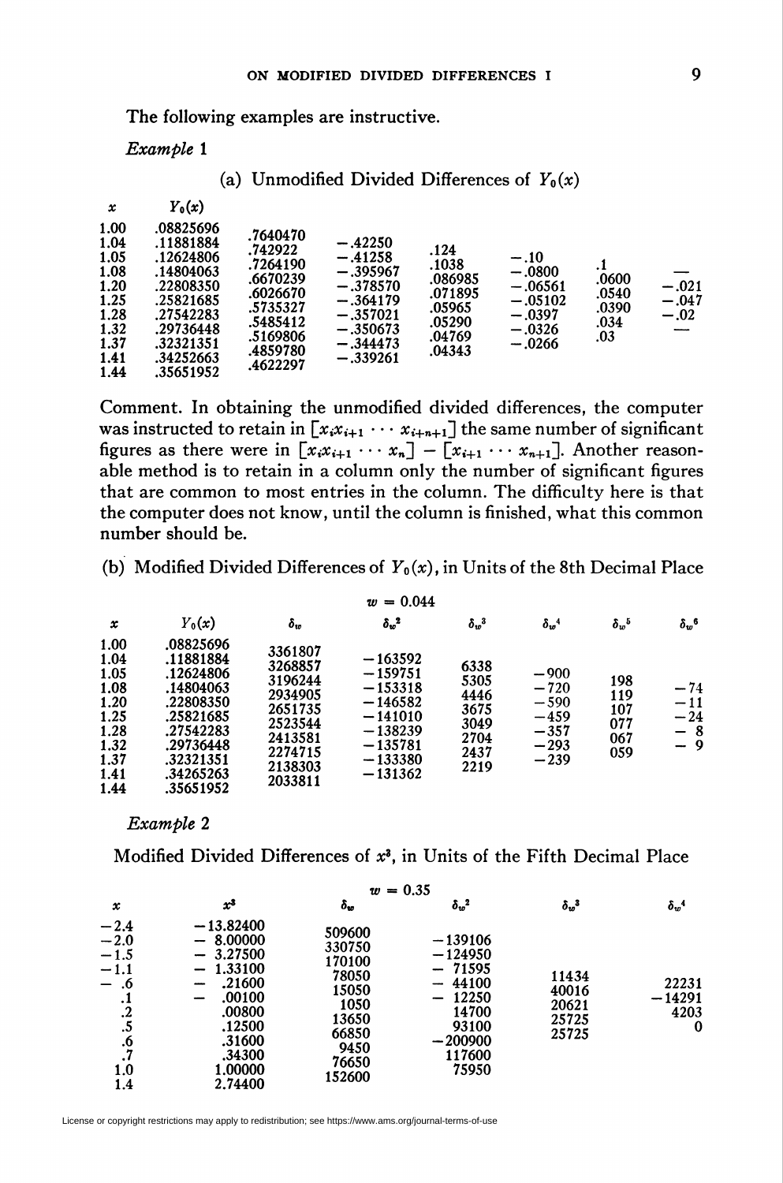The following examples are instructive.

*Example* 1

(a) Unmodified Divided Differences of $Y_0(x)$

| $x$ | $Y_0(x)$ | | | | | | |
|---|---|---|---|---|---|---|---|
| 1.00 | .08825696 | | | | | | |
| | | .7640470 | | | | | |
| 1.04 | .11881884 | | −.42250 | | | | |
| | | .742922 | | .124 | | | |
| 1.05 | .12624806 | | −.41258 | | −.10 | | |
| | | .7264190 | | .1038 | | .1 | |
| 1.08 | .14804063 | | −.395967 | | −.0800 | | — |
| | | .6670239 | | .086985 | | .0600 | |
| 1.20 | .22808350 | | −.378570 | | −.06561 | | −.021 |
| | | .6026670 | | .071895 | | .0540 | |
| 1.25 | .25821685 | | −.364179 | | −.05102 | | −.047 |
| | | .5735327 | | .05965 | | .0390 | |
| 1.28 | .27542283 | | −.357021 | | −.0397 | | −.02 |
| | | .5485412 | | .05290 | | .034 | |
| 1.32 | .29736448 | | −.350673 | | −.0326 | | — |
| | | .5169806 | | .04769 | | .03 | |
| 1.37 | .32321351 | | −.344473 | | −.0266 | | |
| | | .4859780 | | .04343 | | | |
| 1.41 | .34252663 | | −.339261 | | | | |
| | | .4622297 | | | | | |
| 1.44 | .35651952 | | | | | | |

Comment. In obtaining the unmodified divided differences, the computer was instructed to retain in $[x_ix_{i+1}\cdots x_{i+n+1}]$ the same number of significant figures as there were in $[x_ix_{i+1}\cdots x_n]-[x_{i+1}\cdots x_{n+1}]$. Another reasonable method is to retain in a column only the number of significant figures that are common to most entries in the column. The difficulty here is that the computer does not know, until the column is finished, what this common number should be.

(b) Modified Divided Differences of $Y_0(x)$, in Units of the 8th Decimal Place

$w = 0.044$

| $x$ | $Y_0(x)$ | $\delta_w$ | $\delta_w^2$ | $\delta_w^3$ | $\delta_w^4$ | $\delta_w^5$ | $\delta_w^6$ |
|---|---|---|---|---|---|---|---|
| 1.00 | .08825696 | | | | | | |
| | | 3361807 | | | | | |
| 1.04 | .11881884 | | −163592 | | | | |
| | | 3268857 | | 6338 | | | |
| 1.05 | .12624806 | | −159751 | | −900 | | |
| | | 3196244 | | 5305 | | 198 | |
| 1.08 | .14804063 | | −153318 | | −720 | | −74 |
| | | 2934905 | | 4446 | | 119 | |
| 1.20 | .22808350 | | −146582 | | −590 | | −11 |
| | | 2651735 | | 3675 | | 107 | |
| 1.25 | .25821685 | | −141010 | | −459 | | −24 |
| | | 2523544 | | 3049 | | 077 | |
| 1.28 | .27542283 | | −138239 | | −357 | | − 8 |
| | | 2413581 | | 2704 | | 067 | |
| 1.32 | .29736448 | | −135781 | | −293 | | − 9 |
| | | 2274715 | | 2437 | | 059 | |
| 1.37 | .32321351 | | −133380 | | −239 | | |
| | | 2138303 | | 2219 | | | |
| 1.41 | .34265263 | | −131362 | | | | |
| | | 2033811 | | | | | |
| 1.44 | .35651952 | | | | | | |

*Example* 2

Modified Divided Differences of $x^3$, in Units of the Fifth Decimal Place

$w = 0.35$

| $x$ | $x^3$ | $\delta_w$ | $\delta_w^2$ | $\delta_w^3$ | $\delta_w^4$ |
|---|---|---|---|---|---|
| −2.4 | −13.82400 | | | | |
| | | 509600 | | | |
| −2.0 | − 8.00000 | | −139106 | | |
| | | 330750 | | | |
| −1.5 | − 3.27500 | | −124950 | | |
| | | 170100 | | | |
| −1.1 | − 1.33100 | | − 71595 | | |
| | | 78050 | | 11434 | |
| − .6 | − .21600 | | − 44100 | | 22231 |
| | | 15050 | | 40016 | |
| .1 | − .00100 | | − 12250 | | −14291 |
| | | 1050 | | 20621 | |
| .2 | .00800 | | 14700 | | 4203 |
| | | 13650 | | 25725 | |
| .5 | .12500 | | 93100 | | 0 |
| | | 66850 | | 25725 | |
| .6 | .31600 | | −200900 | | |
| | | 9450 | | | |
| .7 | .34300 | | 117600 | | |
| | | 76650 | | | |
| 1.0 | 1.00000 | | 75950 | | |
| | | 152600 | | | |
| 1.4 | 2.74400 | | | | |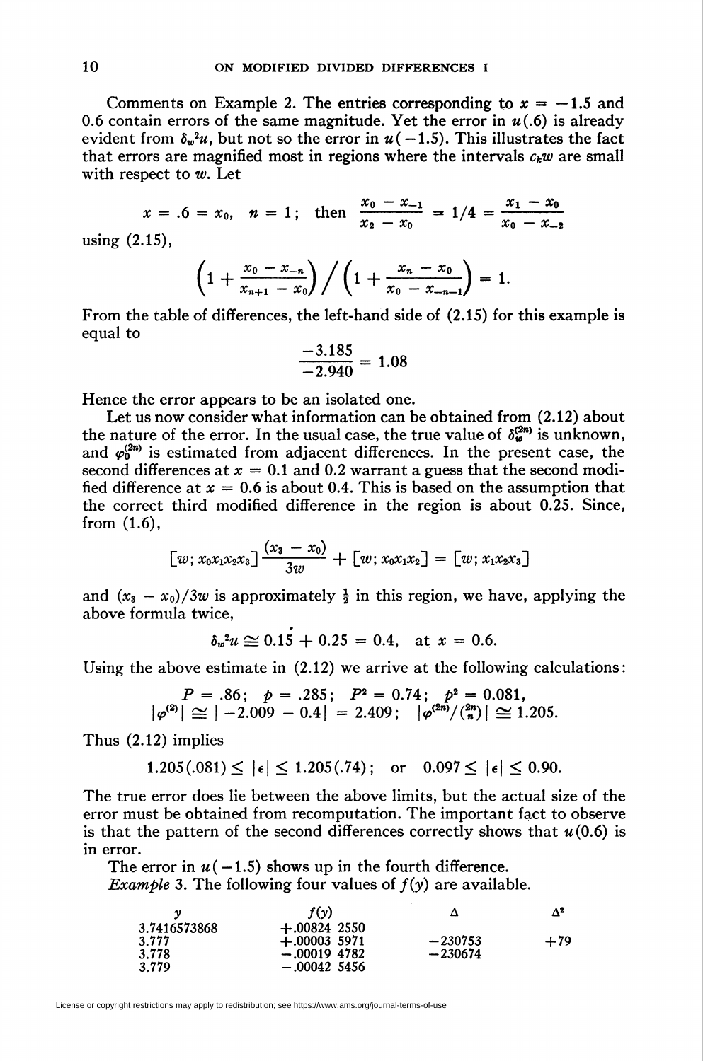Comments on Example 2. The entries corresponding to $x = -1.5$ and 0.6 contain errors of the same magnitude. Yet the error in $u(.6)$ is already evident from $\delta_w{}^2 u$, but not so the error in $u(-1.5)$. This illustrates the fact that errors are magnified most in regions where the intervals $c_k w$ are small with respect to $w$. Let

$$x = .6 = x_0, \quad n = 1; \quad \text{then} \quad \frac{x_0 - x_{-1}}{x_2 - x_0} = 1/4 = \frac{x_1 - x_0}{x_0 - x_{-2}}$$

using (2.15),

$$\left(1 + \frac{x_0 - x_{-n}}{x_{n+1} - x_0}\right) \Big/ \left(1 + \frac{x_n - x_0}{x_0 - x_{-n-1}}\right) = 1.$$

From the table of differences, the left-hand side of (2.15) for this example is equal to

$$\frac{-3.185}{-2.940} = 1.08$$

Hence the error appears to be an isolated one.

Let us now consider what information can be obtained from (2.12) about the nature of the error. In the usual case, the true value of $\delta_w^{(2n)}$ is unknown, and $\varphi_0^{(2n)}$ is estimated from adjacent differences. In the present case, the second differences at $x = 0.1$ and 0.2 warrant a guess that the second modified difference at $x = 0.6$ is about 0.4. This is based on the assumption that the correct third modified difference in the region is about 0.25. Since, from (1.6),

$$[w; x_0x_1x_2x_3]\frac{(x_3 - x_0)}{3w} + [w; x_0x_1x_2] = [w; x_1x_2x_3]$$

and $(x_3 - x_0)/3w$ is approximately $\frac{1}{2}$ in this region, we have, applying the above formula twice,

$$\delta_w{}^2 u \cong 0.15 + 0.25 = 0.4, \quad \text{at } x = 0.6.$$

Using the above estimate in (2.12) we arrive at the following calculations:

$$P = .86; \quad p = .285; \quad P^2 = 0.74; \quad p^2 = 0.081,$$
$$|\varphi^{(2)}| \cong |-2.009 - 0.4| = 2.409; \quad |\varphi^{(2n)}/\tbinom{2n}{n}| \cong 1.205.$$

Thus (2.12) implies

$$1.205(.081) \leq |\epsilon| \leq 1.205(.74); \quad \text{or} \quad 0.097 \leq |\epsilon| \leq 0.90.$$

The true error does lie between the above limits, but the actual size of the error must be obtained from recomputation. The important fact to observe is that the pattern of the second differences correctly shows that $u(0.6)$ is in error.

The error in $u(-1.5)$ shows up in the fourth difference.

*Example* 3. The following four values of $f(y)$ are available.

| $y$ | $f(y)$ | $\Delta$ | $\Delta^2$ |
|---|---|---|---|
| 3.7416573868 | +.00824 2550 | | |
| 3.777 | +.00003 5971 | −230753 | +79 |
| 3.778 | −.00019 4782 | −230674 | |
| 3.779 | −.00042 5456 | | |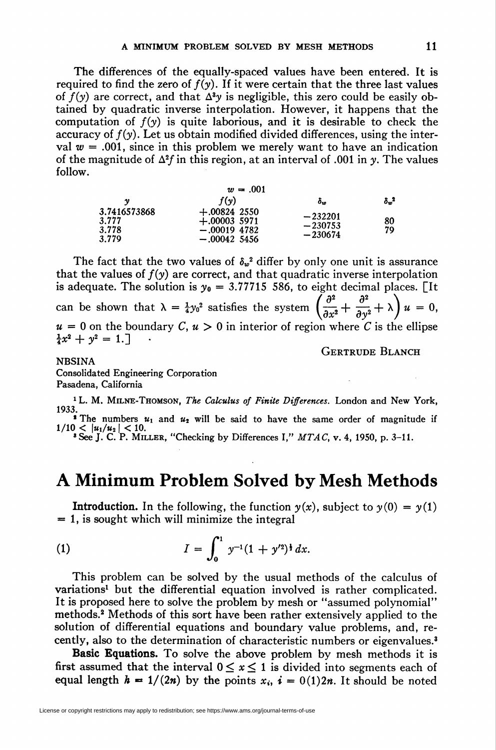The differences of the equally-spaced values have been entered. It is required to find the zero of $f(y)$. If it were certain that the three last values of $f(y)$ are correct, and that $\Delta^3 y$ is negligible, this zero could be easily obtained by quadratic inverse interpolation. However, it happens that the computation of $f(y)$ is quite laborious, and it is desirable to check the accuracy of $f(y)$. Let us obtain modified divided differences, using the interval $w = .001$, since in this problem we merely want to have an indication of the magnitude of $\Delta^2 f$ in this region, at an interval of .001 in $y$. The values follow.

$w = .001$

| $y$ | $f(y)$ | $\delta_w$ | $\delta_w^2$ |
|---|---|---|---|
| 3.7416573868 | +.00824 2550 | | |
| | | −232201 | |
| 3.777 | +.00003 5971 | | 80 |
| | | −230753 | |
| 3.778 | −.00019 4782 | | 79 |
| | | −230674 | |
| 3.779 | −.00042 5456 | | |

The fact that the two values of $\delta_w^2$ differ by only one unit is assurance that the values of $f(y)$ are correct, and that quadratic inverse interpolation is adequate. The solution is $y_0 = 3.77715\ 586$, to eight decimal places. [It can be shown that $\lambda = \frac{1}{4}y_0^2$ satisfies the system $\left(\frac{\partial^2}{\partial x^2} + \frac{\partial^2}{\partial y^2} + \lambda\right) u = 0$, $u = 0$ on the boundary $C$, $u > 0$ in interior of region where $C$ is the ellipse $\frac{1}{4}x^2 + y^2 = 1$.]

GERTRUDE BLANCH

NBSINA
Consolidated Engineering Corporation
Pasadena, California

[1] L. M. MILNE-THOMSON, *The Calculus of Finite Differences*. London and New York, 1933.

[2] The numbers $u_1$ and $u_2$ will be said to have the same order of magnitude if $1/10 < |u_1/u_2| < 10$.

[3] See J. C. P. MILLER, "Checking by Differences I," *MTAC*, v. 4, 1950, p. 3–11.

# A Minimum Problem Solved by Mesh Methods

**Introduction.** In the following, the function $y(x)$, subject to $y(0) = y(1) = 1$, is sought which will minimize the integral

$$(1) \qquad I = \int_0^1 y^{-1}(1 + y'^2)^{\frac{1}{2}}\, dx.$$

This problem can be solved by the usual methods of the calculus of variations[1] but the differential equation involved is rather complicated. It is proposed here to solve the problem by mesh or "assumed polynomial" methods.[2] Methods of this sort have been rather extensively applied to the solution of differential equations and boundary value problems, and, recently, also to the determination of characteristic numbers or eigenvalues.[3]

**Basic Equations.** To solve the above problem by mesh methods it is first assumed that the interval $0 \leq x \leq 1$ is divided into segments each of equal length $h = 1/(2n)$ by the points $x_i$, $i = 0(1)2n$. It should be noted